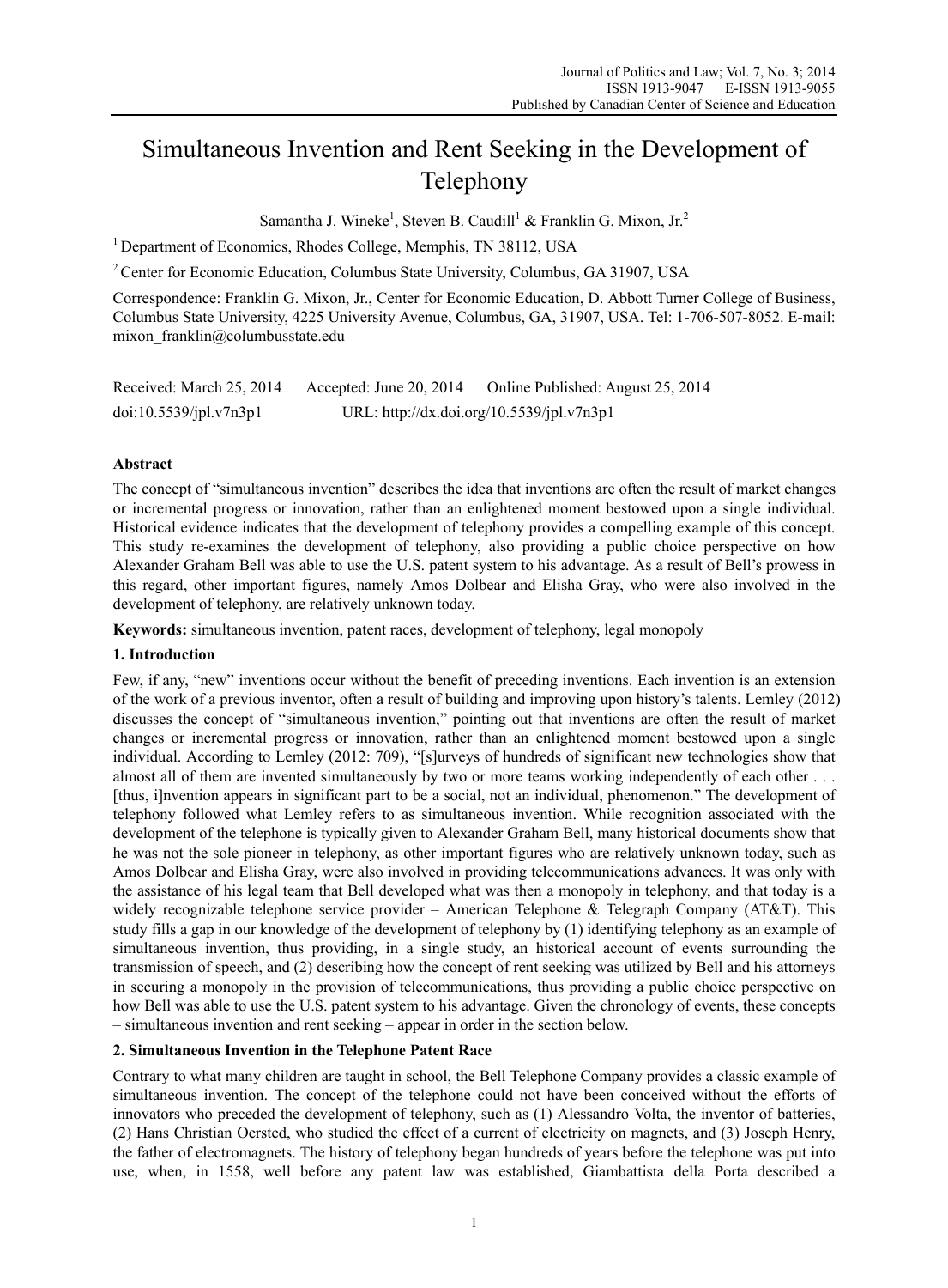# Simultaneous Invention and Rent Seeking in the Development of Telephony

Samantha J. Wineke[1], Steven B. Caudill[1] & Franklin G. Mixon, Jr.[2]

[1] Department of Economics, Rhodes College, Memphis, TN 38112, USA

[2] Center for Economic Education, Columbus State University, Columbus, GA 31907, USA

Correspondence: Franklin G. Mixon, Jr., Center for Economic Education, D. Abbott Turner College of Business, Columbus State University, 4225 University Avenue, Columbus, GA, 31907, USA. Tel: 1-706-507-8052. E-mail: mixon_franklin@columbusstate.edu

Received: March 25, 2014 Accepted: June 20, 2014 Online Published: August 25, 2014

doi:10.5539/jpl.v7n3p1 URL: http://dx.doi.org/10.5539/jpl.v7n3p1

**Abstract**

The concept of "simultaneous invention" describes the idea that inventions are often the result of market changes or incremental progress or innovation, rather than an enlightened moment bestowed upon a single individual. Historical evidence indicates that the development of telephony provides a compelling example of this concept. This study re-examines the development of telephony, also providing a public choice perspective on how Alexander Graham Bell was able to use the U.S. patent system to his advantage. As a result of Bell's prowess in this regard, other important figures, namely Amos Dolbear and Elisha Gray, who were also involved in the development of telephony, are relatively unknown today.

**Keywords:** simultaneous invention, patent races, development of telephony, legal monopoly

## 1. Introduction

Few, if any, "new" inventions occur without the benefit of preceding inventions. Each invention is an extension of the work of a previous inventor, often a result of building and improving upon history's talents. Lemley (2012) discusses the concept of "simultaneous invention," pointing out that inventions are often the result of market changes or incremental progress or innovation, rather than an enlightened moment bestowed upon a single individual. According to Lemley (2012: 709), "[s]urveys of hundreds of significant new technologies show that almost all of them are invented simultaneously by two or more teams working independently of each other . . . [thus, i]nvention appears in significant part to be a social, not an individual, phenomenon." The development of telephony followed what Lemley refers to as simultaneous invention. While recognition associated with the development of the telephone is typically given to Alexander Graham Bell, many historical documents show that he was not the sole pioneer in telephony, as other important figures who are relatively unknown today, such as Amos Dolbear and Elisha Gray, were also involved in providing telecommunications advances. It was only with the assistance of his legal team that Bell developed what was then a monopoly in telephony, and that today is a widely recognizable telephone service provider – American Telephone & Telegraph Company (AT&T). This study fills a gap in our knowledge of the development of telephony by (1) identifying telephony as an example of simultaneous invention, thus providing, in a single study, an historical account of events surrounding the transmission of speech, and (2) describing how the concept of rent seeking was utilized by Bell and his attorneys in securing a monopoly in the provision of telecommunications, thus providing a public choice perspective on how Bell was able to use the U.S. patent system to his advantage. Given the chronology of events, these concepts – simultaneous invention and rent seeking – appear in order in the section below.

## 2. Simultaneous Invention in the Telephone Patent Race

Contrary to what many children are taught in school, the Bell Telephone Company provides a classic example of simultaneous invention. The concept of the telephone could not have been conceived without the efforts of innovators who preceded the development of telephony, such as (1) Alessandro Volta, the inventor of batteries, (2) Hans Christian Oersted, who studied the effect of a current of electricity on magnets, and (3) Joseph Henry, the father of electromagnets. The history of telephony began hundreds of years before the telephone was put into use, when, in 1558, well before any patent law was established, Giambattista della Porta described a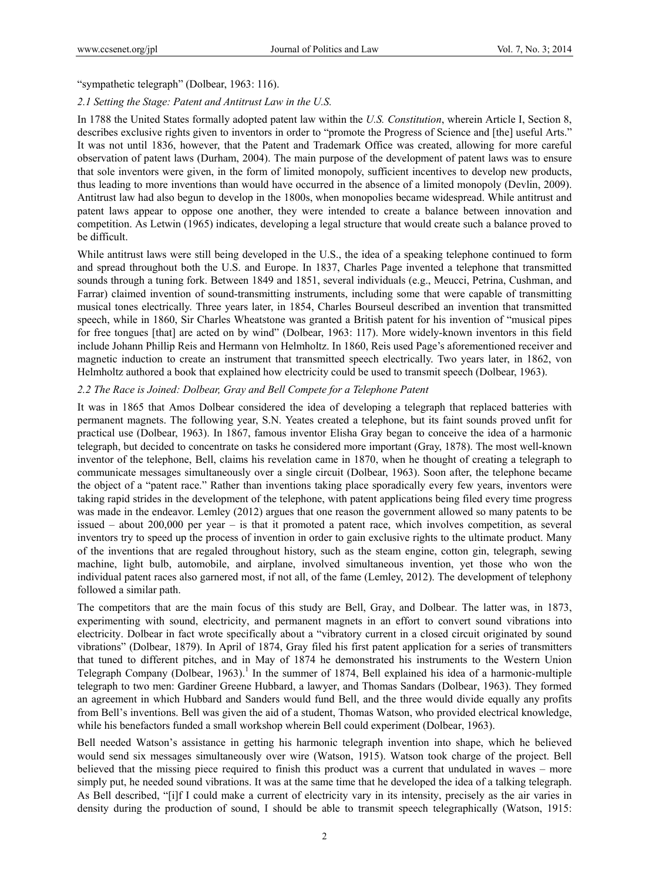"sympathetic telegraph" (Dolbear, 1963: 116).

### *2.1 Setting the Stage: Patent and Antitrust Law in the U.S.*

In 1788 the United States formally adopted patent law within the *U.S. Constitution*, wherein Article I, Section 8, describes exclusive rights given to inventors in order to "promote the Progress of Science and [the] useful Arts." It was not until 1836, however, that the Patent and Trademark Office was created, allowing for more careful observation of patent laws (Durham, 2004). The main purpose of the development of patent laws was to ensure that sole inventors were given, in the form of limited monopoly, sufficient incentives to develop new products, thus leading to more inventions than would have occurred in the absence of a limited monopoly (Devlin, 2009). Antitrust law had also begun to develop in the 1800s, when monopolies became widespread. While antitrust and patent laws appear to oppose one another, they were intended to create a balance between innovation and competition. As Letwin (1965) indicates, developing a legal structure that would create such a balance proved to be difficult.

While antitrust laws were still being developed in the U.S., the idea of a speaking telephone continued to form and spread throughout both the U.S. and Europe. In 1837, Charles Page invented a telephone that transmitted sounds through a tuning fork. Between 1849 and 1851, several individuals (e.g., Meucci, Petrina, Cushman, and Farrar) claimed invention of sound-transmitting instruments, including some that were capable of transmitting musical tones electrically. Three years later, in 1854, Charles Bourseul described an invention that transmitted speech, while in 1860, Sir Charles Wheatstone was granted a British patent for his invention of "musical pipes for free tongues [that] are acted on by wind" (Dolbear, 1963: 117). More widely-known inventors in this field include Johann Phillip Reis and Hermann von Helmholtz. In 1860, Reis used Page's aforementioned receiver and magnetic induction to create an instrument that transmitted speech electrically. Two years later, in 1862, von Helmholtz authored a book that explained how electricity could be used to transmit speech (Dolbear, 1963).

### *2.2 The Race is Joined: Dolbear, Gray and Bell Compete for a Telephone Patent*

It was in 1865 that Amos Dolbear considered the idea of developing a telegraph that replaced batteries with permanent magnets. The following year, S.N. Yeates created a telephone, but its faint sounds proved unfit for practical use (Dolbear, 1963). In 1867, famous inventor Elisha Gray began to conceive the idea of a harmonic telegraph, but decided to concentrate on tasks he considered more important (Gray, 1878). The most well-known inventor of the telephone, Bell, claims his revelation came in 1870, when he thought of creating a telegraph to communicate messages simultaneously over a single circuit (Dolbear, 1963). Soon after, the telephone became the object of a "patent race." Rather than inventions taking place sporadically every few years, inventors were taking rapid strides in the development of the telephone, with patent applications being filed every time progress was made in the endeavor. Lemley (2012) argues that one reason the government allowed so many patents to be issued – about 200,000 per year – is that it promoted a patent race, which involves competition, as several inventors try to speed up the process of invention in order to gain exclusive rights to the ultimate product. Many of the inventions that are regaled throughout history, such as the steam engine, cotton gin, telegraph, sewing machine, light bulb, automobile, and airplane, involved simultaneous invention, yet those who won the individual patent races also garnered most, if not all, of the fame (Lemley, 2012). The development of telephony followed a similar path.

The competitors that are the main focus of this study are Bell, Gray, and Dolbear. The latter was, in 1873, experimenting with sound, electricity, and permanent magnets in an effort to convert sound vibrations into electricity. Dolbear in fact wrote specifically about a "vibratory current in a closed circuit originated by sound vibrations" (Dolbear, 1879). In April of 1874, Gray filed his first patent application for a series of transmitters that tuned to different pitches, and in May of 1874 he demonstrated his instruments to the Western Union Telegraph Company (Dolbear, 1963).[1] In the summer of 1874, Bell explained his idea of a harmonic-multiple telegraph to two men: Gardiner Greene Hubbard, a lawyer, and Thomas Sandars (Dolbear, 1963). They formed an agreement in which Hubbard and Sanders would fund Bell, and the three would divide equally any profits from Bell's inventions. Bell was given the aid of a student, Thomas Watson, who provided electrical knowledge, while his benefactors funded a small workshop wherein Bell could experiment (Dolbear, 1963).

Bell needed Watson's assistance in getting his harmonic telegraph invention into shape, which he believed would send six messages simultaneously over wire (Watson, 1915). Watson took charge of the project. Bell believed that the missing piece required to finish this product was a current that undulated in waves – more simply put, he needed sound vibrations. It was at the same time that he developed the idea of a talking telegraph. As Bell described, "[i]f I could make a current of electricity vary in its intensity, precisely as the air varies in density during the production of sound, I should be able to transmit speech telegraphically (Watson, 1915: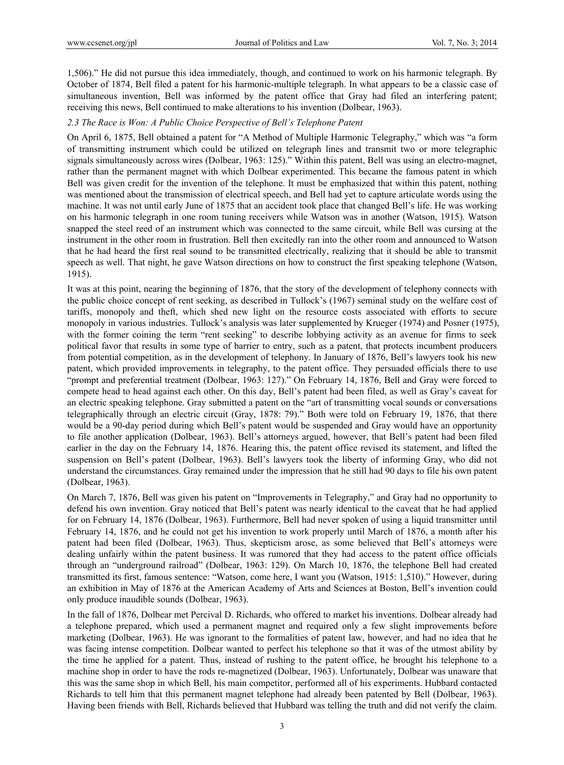1,506).” He did not pursue this idea immediately, though, and continued to work on his harmonic telegraph. By October of 1874, Bell filed a patent for his harmonic-multiple telegraph. In what appears to be a classic case of simultaneous invention, Bell was informed by the patent office that Gray had filed an interfering patent; receiving this news, Bell continued to make alterations to his invention (Dolbear, 1963).

### *2.3 The Race is Won: A Public Choice Perspective of Bell’s Telephone Patent*

On April 6, 1875, Bell obtained a patent for “A Method of Multiple Harmonic Telegraphy,” which was “a form of transmitting instrument which could be utilized on telegraph lines and transmit two or more telegraphic signals simultaneously across wires (Dolbear, 1963: 125).” Within this patent, Bell was using an electro-magnet, rather than the permanent magnet with which Dolbear experimented. This became the famous patent in which Bell was given credit for the invention of the telephone. It must be emphasized that within this patent, nothing was mentioned about the transmission of electrical speech, and Bell had yet to capture articulate words using the machine. It was not until early June of 1875 that an accident took place that changed Bell’s life. He was working on his harmonic telegraph in one room tuning receivers while Watson was in another (Watson, 1915). Watson snapped the steel reed of an instrument which was connected to the same circuit, while Bell was cursing at the instrument in the other room in frustration. Bell then excitedly ran into the other room and announced to Watson that he had heard the first real sound to be transmitted electrically, realizing that it should be able to transmit speech as well. That night, he gave Watson directions on how to construct the first speaking telephone (Watson, 1915).

It was at this point, nearing the beginning of 1876, that the story of the development of telephony connects with the public choice concept of rent seeking, as described in Tullock’s (1967) seminal study on the welfare cost of tariffs, monopoly and theft, which shed new light on the resource costs associated with efforts to secure monopoly in various industries. Tullock’s analysis was later supplemented by Krueger (1974) and Posner (1975), with the former coining the term “rent seeking” to describe lobbying activity as an avenue for firms to seek political favor that results in some type of barrier to entry, such as a patent, that protects incumbent producers from potential competition, as in the development of telephony. In January of 1876, Bell’s lawyers took his new patent, which provided improvements in telegraphy, to the patent office. They persuaded officials there to use “prompt and preferential treatment (Dolbear, 1963: 127).” On February 14, 1876, Bell and Gray were forced to compete head to head against each other. On this day, Bell’s patent had been filed, as well as Gray’s caveat for an electric speaking telephone. Gray submitted a patent on the “art of transmitting vocal sounds or conversations telegraphically through an electric circuit (Gray, 1878: 79).” Both were told on February 19, 1876, that there would be a 90-day period during which Bell’s patent would be suspended and Gray would have an opportunity to file another application (Dolbear, 1963). Bell’s attorneys argued, however, that Bell’s patent had been filed earlier in the day on the February 14, 1876. Hearing this, the patent office revised its statement, and lifted the suspension on Bell’s patent (Dolbear, 1963). Bell’s lawyers took the liberty of informing Gray, who did not understand the circumstances. Gray remained under the impression that he still had 90 days to file his own patent (Dolbear, 1963).

On March 7, 1876, Bell was given his patent on “Improvements in Telegraphy,” and Gray had no opportunity to defend his own invention. Gray noticed that Bell’s patent was nearly identical to the caveat that he had applied for on February 14, 1876 (Dolbear, 1963). Furthermore, Bell had never spoken of using a liquid transmitter until February 14, 1876, and he could not get his invention to work properly until March of 1876, a month after his patent had been filed (Dolbear, 1963). Thus, skepticism arose, as some believed that Bell’s attorneys were dealing unfairly within the patent business. It was rumored that they had access to the patent office officials through an “underground railroad” (Dolbear, 1963: 129). On March 10, 1876, the telephone Bell had created transmitted its first, famous sentence: “Watson, come here, I want you (Watson, 1915: 1,510).” However, during an exhibition in May of 1876 at the American Academy of Arts and Sciences at Boston, Bell’s invention could only produce inaudible sounds (Dolbear, 1963).

In the fall of 1876, Dolbear met Percival D. Richards, who offered to market his inventions. Dolbear already had a telephone prepared, which used a permanent magnet and required only a few slight improvements before marketing (Dolbear, 1963). He was ignorant to the formalities of patent law, however, and had no idea that he was facing intense competition. Dolbear wanted to perfect his telephone so that it was of the utmost ability by the time he applied for a patent. Thus, instead of rushing to the patent office, he brought his telephone to a machine shop in order to have the rods re-magnetized (Dolbear, 1963). Unfortunately, Dolbear was unaware that this was the same shop in which Bell, his main competitor, performed all of his experiments. Hubbard contacted Richards to tell him that this permanent magnet telephone had already been patented by Bell (Dolbear, 1963). Having been friends with Bell, Richards believed that Hubbard was telling the truth and did not verify the claim.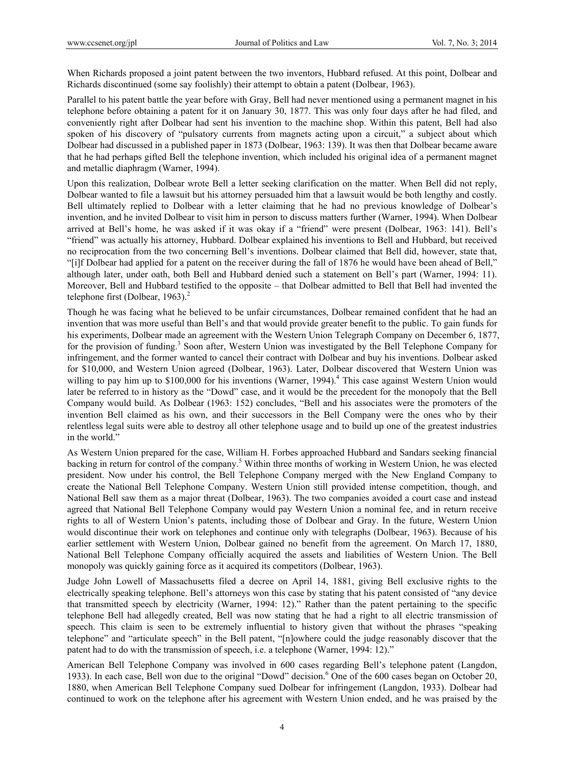When Richards proposed a joint patent between the two inventors, Hubbard refused. At this point, Dolbear and Richards discontinued (some say foolishly) their attempt to obtain a patent (Dolbear, 1963).

Parallel to his patent battle the year before with Gray, Bell had never mentioned using a permanent magnet in his telephone before obtaining a patent for it on January 30, 1877. This was only four days after he had filed, and conveniently right after Dolbear had sent his invention to the machine shop. Within this patent, Bell had also spoken of his discovery of "pulsatory currents from magnets acting upon a circuit," a subject about which Dolbear had discussed in a published paper in 1873 (Dolbear, 1963: 139). It was then that Dolbear became aware that he had perhaps gifted Bell the telephone invention, which included his original idea of a permanent magnet and metallic diaphragm (Warner, 1994).

Upon this realization, Dolbear wrote Bell a letter seeking clarification on the matter. When Bell did not reply, Dolbear wanted to file a lawsuit but his attorney persuaded him that a lawsuit would be both lengthy and costly. Bell ultimately replied to Dolbear with a letter claiming that he had no previous knowledge of Dolbear's invention, and he invited Dolbear to visit him in person to discuss matters further (Warner, 1994). When Dolbear arrived at Bell's home, he was asked if it was okay if a "friend" were present (Dolbear, 1963: 141). Bell's "friend" was actually his attorney, Hubbard. Dolbear explained his inventions to Bell and Hubbard, but received no reciprocation from the two concerning Bell's inventions. Dolbear claimed that Bell did, however, state that, "[i]f Dolbear had applied for a patent on the receiver during the fall of 1876 he would have been ahead of Bell," although later, under oath, both Bell and Hubbard denied such a statement on Bell's part (Warner, 1994: 11). Moreover, Bell and Hubbard testified to the opposite – that Dolbear admitted to Bell that Bell had invented the telephone first (Dolbear, 1963).[2]

Though he was facing what he believed to be unfair circumstances, Dolbear remained confident that he had an invention that was more useful than Bell's and that would provide greater benefit to the public. To gain funds for his experiments, Dolbear made an agreement with the Western Union Telegraph Company on December 6, 1877, for the provision of funding.[3] Soon after, Western Union was investigated by the Bell Telephone Company for infringement, and the former wanted to cancel their contract with Dolbear and buy his inventions. Dolbear asked for $10,000, and Western Union agreed (Dolbear, 1963). Later, Dolbear discovered that Western Union was willing to pay him up to $100,000 for his inventions (Warner, 1994).[4] This case against Western Union would later be referred to in history as the "Dowd" case, and it would be the precedent for the monopoly that the Bell Company would build. As Dolbear (1963: 152) concludes, "Bell and his associates were the promoters of the invention Bell claimed as his own, and their successors in the Bell Company were the ones who by their relentless legal suits were able to destroy all other telephone usage and to build up one of the greatest industries in the world."

As Western Union prepared for the case, William H. Forbes approached Hubbard and Sandars seeking financial backing in return for control of the company.[5] Within three months of working in Western Union, he was elected president. Now under his control, the Bell Telephone Company merged with the New England Company to create the National Bell Telephone Company. Western Union still provided intense competition, though, and National Bell saw them as a major threat (Dolbear, 1963). The two companies avoided a court case and instead agreed that National Bell Telephone Company would pay Western Union a nominal fee, and in return receive rights to all of Western Union's patents, including those of Dolbear and Gray. In the future, Western Union would discontinue their work on telephones and continue only with telegraphs (Dolbear, 1963). Because of his earlier settlement with Western Union, Dolbear gained no benefit from the agreement. On March 17, 1880, National Bell Telephone Company officially acquired the assets and liabilities of Western Union. The Bell monopoly was quickly gaining force as it acquired its competitors (Dolbear, 1963).

Judge John Lowell of Massachusetts filed a decree on April 14, 1881, giving Bell exclusive rights to the electrically speaking telephone. Bell's attorneys won this case by stating that his patent consisted of "any device that transmitted speech by electricity (Warner, 1994: 12)." Rather than the patent pertaining to the specific telephone Bell had allegedly created, Bell was now stating that he had a right to all electric transmission of speech. This claim is seen to be extremely influential to history given that without the phrases "speaking telephone" and "articulate speech" in the Bell patent, "[n]owhere could the judge reasonably discover that the patent had to do with the transmission of speech, i.e. a telephone (Warner, 1994: 12)."

American Bell Telephone Company was involved in 600 cases regarding Bell's telephone patent (Langdon, 1933). In each case, Bell won due to the original "Dowd" decision.[6] One of the 600 cases began on October 20, 1880, when American Bell Telephone Company sued Dolbear for infringement (Langdon, 1933). Dolbear had continued to work on the telephone after his agreement with Western Union ended, and he was praised by the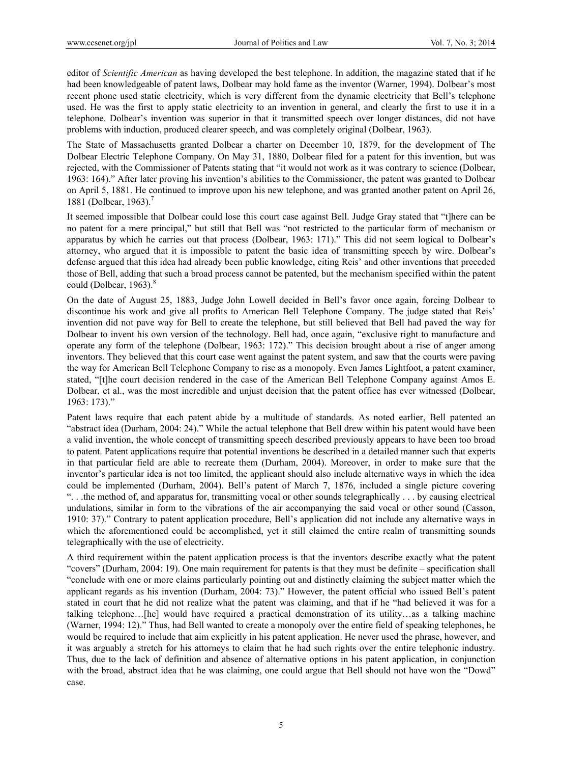editor of *Scientific American* as having developed the best telephone. In addition, the magazine stated that if he had been knowledgeable of patent laws, Dolbear may hold fame as the inventor (Warner, 1994). Dolbear's most recent phone used static electricity, which is very different from the dynamic electricity that Bell's telephone used. He was the first to apply static electricity to an invention in general, and clearly the first to use it in a telephone. Dolbear's invention was superior in that it transmitted speech over longer distances, did not have problems with induction, produced clearer speech, and was completely original (Dolbear, 1963).

The State of Massachusetts granted Dolbear a charter on December 10, 1879, for the development of The Dolbear Electric Telephone Company. On May 31, 1880, Dolbear filed for a patent for this invention, but was rejected, with the Commissioner of Patents stating that "it would not work as it was contrary to science (Dolbear, 1963: 164)." After later proving his invention's abilities to the Commissioner, the patent was granted to Dolbear on April 5, 1881. He continued to improve upon his new telephone, and was granted another patent on April 26, 1881 (Dolbear, 1963).[7]

It seemed impossible that Dolbear could lose this court case against Bell. Judge Gray stated that "t]here can be no patent for a mere principal," but still that Bell was "not restricted to the particular form of mechanism or apparatus by which he carries out that process (Dolbear, 1963: 171)." This did not seem logical to Dolbear's attorney, who argued that it is impossible to patent the basic idea of transmitting speech by wire. Dolbear's defense argued that this idea had already been public knowledge, citing Reis' and other inventions that preceded those of Bell, adding that such a broad process cannot be patented, but the mechanism specified within the patent could (Dolbear, 1963).[8]

On the date of August 25, 1883, Judge John Lowell decided in Bell's favor once again, forcing Dolbear to discontinue his work and give all profits to American Bell Telephone Company. The judge stated that Reis' invention did not pave way for Bell to create the telephone, but still believed that Bell had paved the way for Dolbear to invent his own version of the technology. Bell had, once again, "exclusive right to manufacture and operate any form of the telephone (Dolbear, 1963: 172)." This decision brought about a rise of anger among inventors. They believed that this court case went against the patent system, and saw that the courts were paving the way for American Bell Telephone Company to rise as a monopoly. Even James Lightfoot, a patent examiner, stated, "[t]he court decision rendered in the case of the American Bell Telephone Company against Amos E. Dolbear, et al., was the most incredible and unjust decision that the patent office has ever witnessed (Dolbear, 1963: 173)."

Patent laws require that each patent abide by a multitude of standards. As noted earlier, Bell patented an "abstract idea (Durham, 2004: 24)." While the actual telephone that Bell drew within his patent would have been a valid invention, the whole concept of transmitting speech described previously appears to have been too broad to patent. Patent applications require that potential inventions be described in a detailed manner such that experts in that particular field are able to recreate them (Durham, 2004). Moreover, in order to make sure that the inventor's particular idea is not too limited, the applicant should also include alternative ways in which the idea could be implemented (Durham, 2004). Bell's patent of March 7, 1876, included a single picture covering ". . .the method of, and apparatus for, transmitting vocal or other sounds telegraphically . . . by causing electrical undulations, similar in form to the vibrations of the air accompanying the said vocal or other sound (Casson, 1910: 37)." Contrary to patent application procedure, Bell's application did not include any alternative ways in which the aforementioned could be accomplished, yet it still claimed the entire realm of transmitting sounds telegraphically with the use of electricity.

A third requirement within the patent application process is that the inventors describe exactly what the patent "covers" (Durham, 2004: 19). One main requirement for patents is that they must be definite – specification shall "conclude with one or more claims particularly pointing out and distinctly claiming the subject matter which the applicant regards as his invention (Durham, 2004: 73)." However, the patent official who issued Bell's patent stated in court that he did not realize what the patent was claiming, and that if he "had believed it was for a talking telephone…[he] would have required a practical demonstration of its utility…as a talking machine (Warner, 1994: 12)." Thus, had Bell wanted to create a monopoly over the entire field of speaking telephones, he would be required to include that aim explicitly in his patent application. He never used the phrase, however, and it was arguably a stretch for his attorneys to claim that he had such rights over the entire telephonic industry. Thus, due to the lack of definition and absence of alternative options in his patent application, in conjunction with the broad, abstract idea that he was claiming, one could argue that Bell should not have won the "Dowd" case.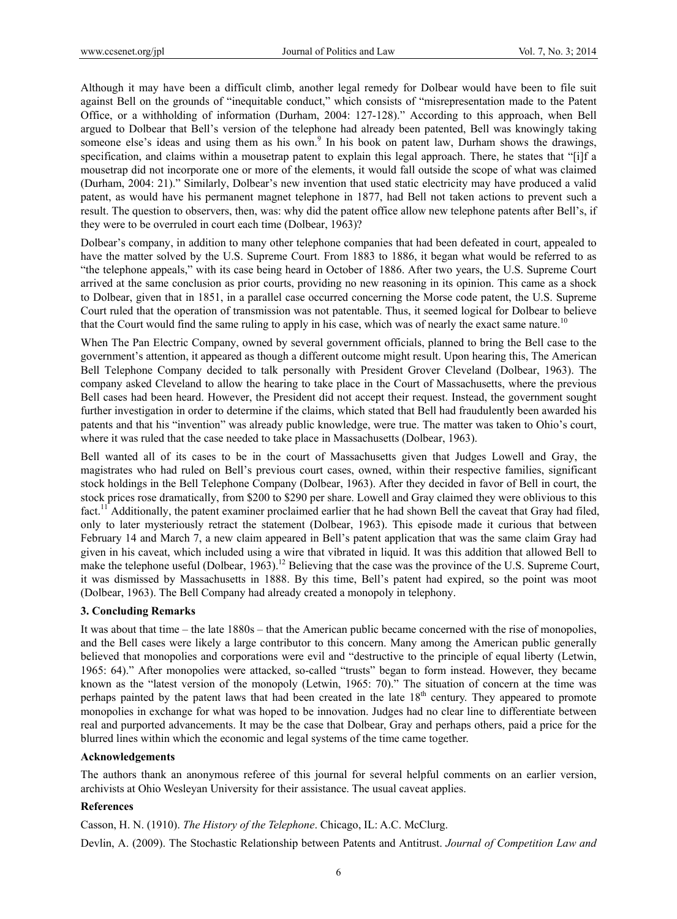Although it may have been a difficult climb, another legal remedy for Dolbear would have been to file suit against Bell on the grounds of "inequitable conduct," which consists of "misrepresentation made to the Patent Office, or a withholding of information (Durham, 2004: 127-128)." According to this approach, when Bell argued to Dolbear that Bell's version of the telephone had already been patented, Bell was knowingly taking someone else's ideas and using them as his own.[9] In his book on patent law, Durham shows the drawings, specification, and claims within a mousetrap patent to explain this legal approach. There, he states that "[i]f a mousetrap did not incorporate one or more of the elements, it would fall outside the scope of what was claimed (Durham, 2004: 21)." Similarly, Dolbear's new invention that used static electricity may have produced a valid patent, as would have his permanent magnet telephone in 1877, had Bell not taken actions to prevent such a result. The question to observers, then, was: why did the patent office allow new telephone patents after Bell's, if they were to be overruled in court each time (Dolbear, 1963)?

Dolbear's company, in addition to many other telephone companies that had been defeated in court, appealed to have the matter solved by the U.S. Supreme Court. From 1883 to 1886, it began what would be referred to as "the telephone appeals," with its case being heard in October of 1886. After two years, the U.S. Supreme Court arrived at the same conclusion as prior courts, providing no new reasoning in its opinion. This came as a shock to Dolbear, given that in 1851, in a parallel case occurred concerning the Morse code patent, the U.S. Supreme Court ruled that the operation of transmission was not patentable. Thus, it seemed logical for Dolbear to believe that the Court would find the same ruling to apply in his case, which was of nearly the exact same nature.[10]

When The Pan Electric Company, owned by several government officials, planned to bring the Bell case to the government's attention, it appeared as though a different outcome might result. Upon hearing this, The American Bell Telephone Company decided to talk personally with President Grover Cleveland (Dolbear, 1963). The company asked Cleveland to allow the hearing to take place in the Court of Massachusetts, where the previous Bell cases had been heard. However, the President did not accept their request. Instead, the government sought further investigation in order to determine if the claims, which stated that Bell had fraudulently been awarded his patents and that his "invention" was already public knowledge, were true. The matter was taken to Ohio's court, where it was ruled that the case needed to take place in Massachusetts (Dolbear, 1963).

Bell wanted all of its cases to be in the court of Massachusetts given that Judges Lowell and Gray, the magistrates who had ruled on Bell's previous court cases, owned, within their respective families, significant stock holdings in the Bell Telephone Company (Dolbear, 1963). After they decided in favor of Bell in court, the stock prices rose dramatically, from $200 to $290 per share. Lowell and Gray claimed they were oblivious to this fact.[11] Additionally, the patent examiner proclaimed earlier that he had shown Bell the caveat that Gray had filed, only to later mysteriously retract the statement (Dolbear, 1963). This episode made it curious that between February 14 and March 7, a new claim appeared in Bell's patent application that was the same claim Gray had given in his caveat, which included using a wire that vibrated in liquid. It was this addition that allowed Bell to make the telephone useful (Dolbear, 1963).[12] Believing that the case was the province of the U.S. Supreme Court, it was dismissed by Massachusetts in 1888. By this time, Bell's patent had expired, so the point was moot (Dolbear, 1963). The Bell Company had already created a monopoly in telephony.

### 3. Concluding Remarks

It was about that time – the late 1880s – that the American public became concerned with the rise of monopolies, and the Bell cases were likely a large contributor to this concern. Many among the American public generally believed that monopolies and corporations were evil and "destructive to the principle of equal liberty (Letwin, 1965: 64)." After monopolies were attacked, so-called "trusts" began to form instead. However, they became known as the "latest version of the monopoly (Letwin, 1965: 70)." The situation of concern at the time was perhaps painted by the patent laws that had been created in the late 18th century. They appeared to promote monopolies in exchange for what was hoped to be innovation. Judges had no clear line to differentiate between real and purported advancements. It may be the case that Dolbear, Gray and perhaps others, paid a price for the blurred lines within which the economic and legal systems of the time came together.

### Acknowledgements

The authors thank an anonymous referee of this journal for several helpful comments on an earlier version, archivists at Ohio Wesleyan University for their assistance. The usual caveat applies.

### References

Casson, H. N. (1910). *The History of the Telephone*. Chicago, IL: A.C. McClurg.

Devlin, A. (2009). The Stochastic Relationship between Patents and Antitrust. *Journal of Competition Law and*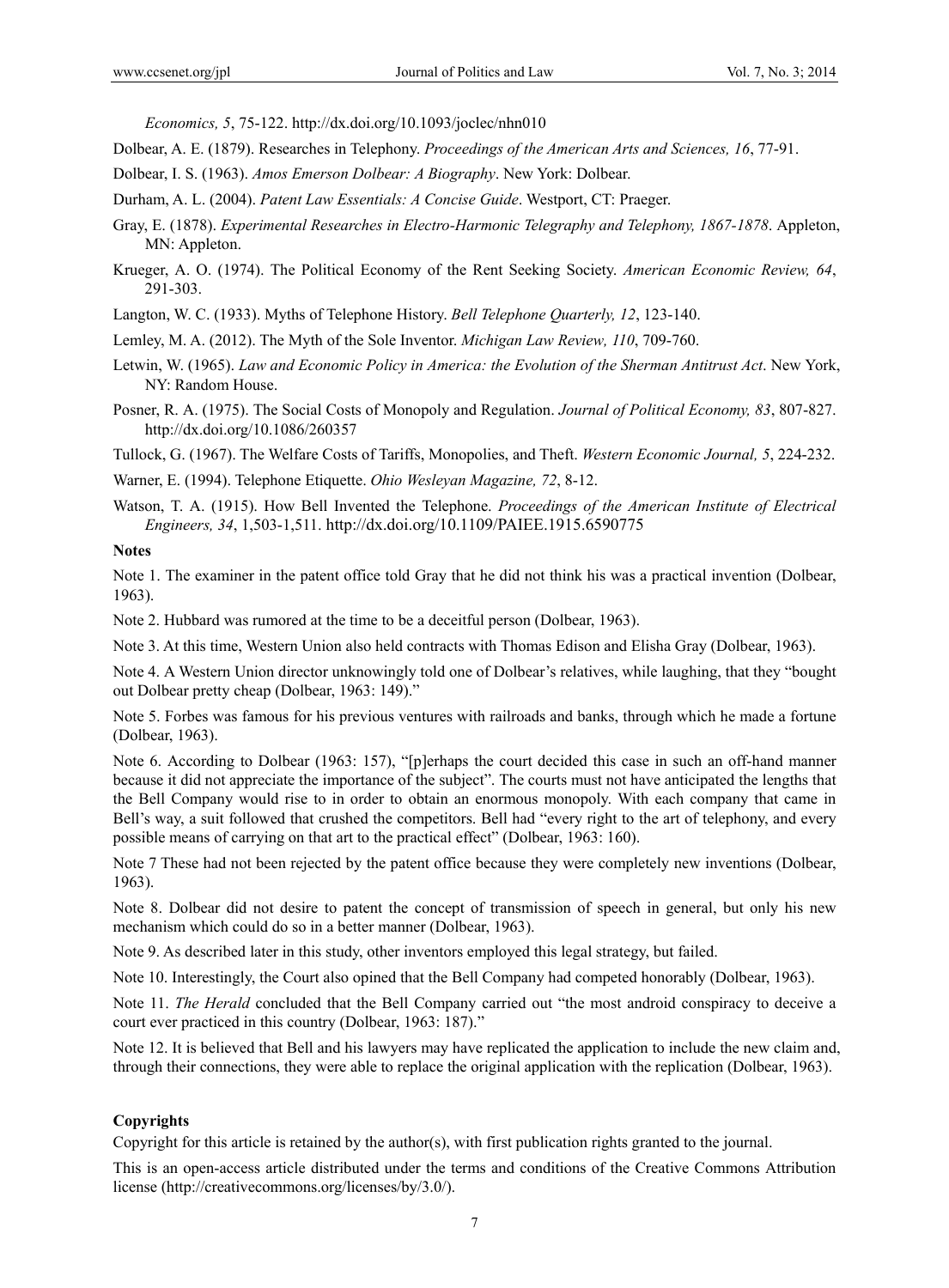*Economics, 5*, 75-122. http://dx.doi.org/10.1093/joclec/nhn010

Dolbear, A. E. (1879). Researches in Telephony. *Proceedings of the American Arts and Sciences, 16*, 77-91.

Dolbear, I. S. (1963). *Amos Emerson Dolbear: A Biography*. New York: Dolbear.

Durham, A. L. (2004). *Patent Law Essentials: A Concise Guide*. Westport, CT: Praeger.

Gray, E. (1878). *Experimental Researches in Electro-Harmonic Telegraphy and Telephony, 1867-1878*. Appleton, MN: Appleton.

Krueger, A. O. (1974). The Political Economy of the Rent Seeking Society. *American Economic Review, 64*, 291-303.

Langton, W. C. (1933). Myths of Telephone History. *Bell Telephone Quarterly, 12*, 123-140.

Lemley, M. A. (2012). The Myth of the Sole Inventor. *Michigan Law Review, 110*, 709-760.

Letwin, W. (1965). *Law and Economic Policy in America: the Evolution of the Sherman Antitrust Act*. New York, NY: Random House.

Posner, R. A. (1975). The Social Costs of Monopoly and Regulation. *Journal of Political Economy, 83*, 807-827. http://dx.doi.org/10.1086/260357

Tullock, G. (1967). The Welfare Costs of Tariffs, Monopolies, and Theft. *Western Economic Journal, 5*, 224-232.

Warner, E. (1994). Telephone Etiquette. *Ohio Wesleyan Magazine, 72*, 8-12.

Watson, T. A. (1915). How Bell Invented the Telephone. *Proceedings of the American Institute of Electrical Engineers, 34*, 1,503-1,511. http://dx.doi.org/10.1109/PAIEE.1915.6590775

**Notes**

Note 1. The examiner in the patent office told Gray that he did not think his was a practical invention (Dolbear, 1963).

Note 2. Hubbard was rumored at the time to be a deceitful person (Dolbear, 1963).

Note 3. At this time, Western Union also held contracts with Thomas Edison and Elisha Gray (Dolbear, 1963).

Note 4. A Western Union director unknowingly told one of Dolbear's relatives, while laughing, that they "bought out Dolbear pretty cheap (Dolbear, 1963: 149)."

Note 5. Forbes was famous for his previous ventures with railroads and banks, through which he made a fortune (Dolbear, 1963).

Note 6. According to Dolbear (1963: 157), "[p]erhaps the court decided this case in such an off-hand manner because it did not appreciate the importance of the subject". The courts must not have anticipated the lengths that the Bell Company would rise to in order to obtain an enormous monopoly. With each company that came in Bell's way, a suit followed that crushed the competitors. Bell had "every right to the art of telephony, and every possible means of carrying on that art to the practical effect" (Dolbear, 1963: 160).

Note 7 These had not been rejected by the patent office because they were completely new inventions (Dolbear, 1963).

Note 8. Dolbear did not desire to patent the concept of transmission of speech in general, but only his new mechanism which could do so in a better manner (Dolbear, 1963).

Note 9. As described later in this study, other inventors employed this legal strategy, but failed.

Note 10. Interestingly, the Court also opined that the Bell Company had competed honorably (Dolbear, 1963).

Note 11. *The Herald* concluded that the Bell Company carried out "the most android conspiracy to deceive a court ever practiced in this country (Dolbear, 1963: 187)."

Note 12. It is believed that Bell and his lawyers may have replicated the application to include the new claim and, through their connections, they were able to replace the original application with the replication (Dolbear, 1963).

**Copyrights**

Copyright for this article is retained by the author(s), with first publication rights granted to the journal.

This is an open-access article distributed under the terms and conditions of the Creative Commons Attribution license (http://creativecommons.org/licenses/by/3.0/).